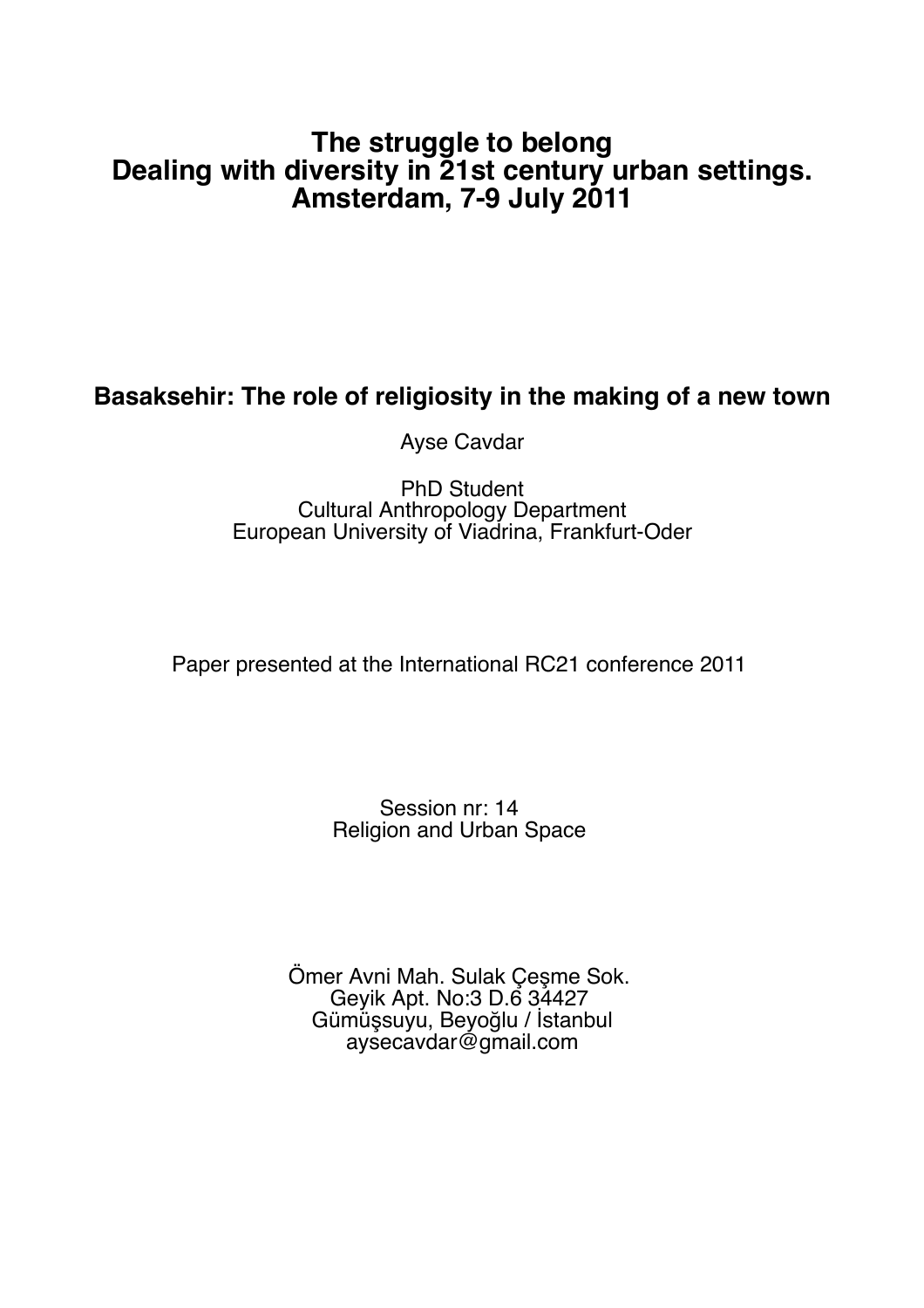# The struggle to belong
# Dealing with diversity in 21st century urban settings.
# Amsterdam, 7-9 July 2011

## Basaksehir: The role of religiosity in the making of a new town

Ayse Cavdar

PhD Student
Cultural Anthropology Department
European University of Viadrina, Frankfurt-Oder

Paper presented at the International RC21 conference 2011

Session nr: 14
Religion and Urban Space

Ömer Avni Mah. Sulak Çeşme Sok.
Geyik Apt. No:3 D.6 34427
Gümüşsuyu, Beyoğlu / İstanbul
aysecavdar@gmail.com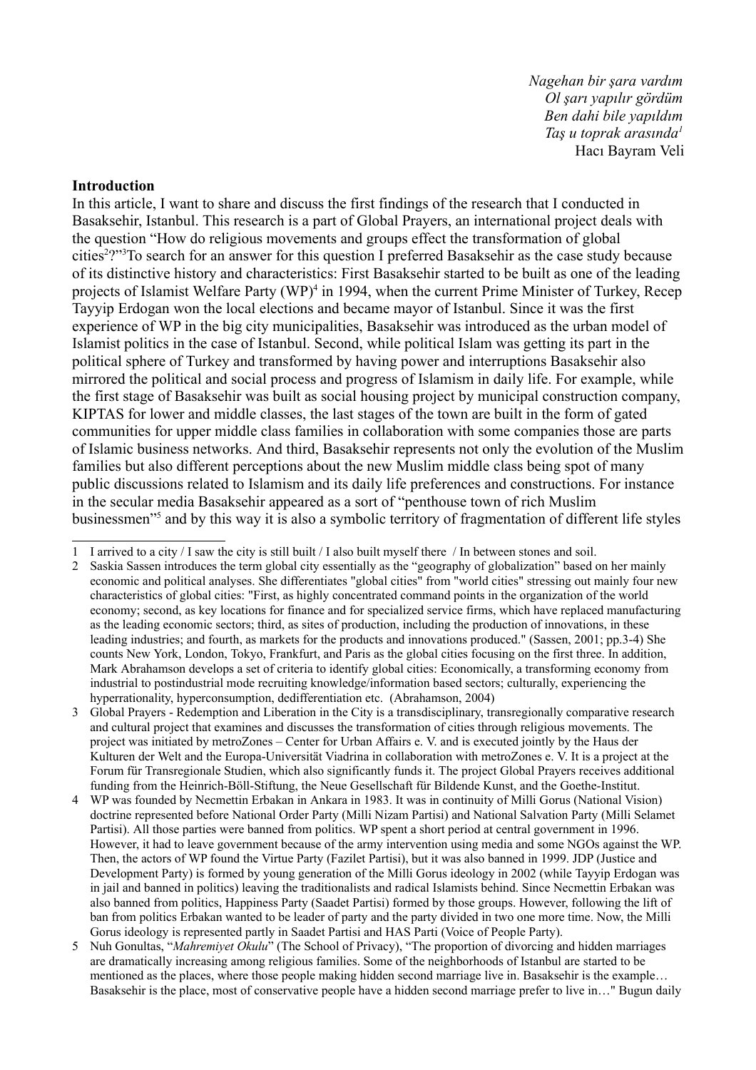*Nagehan bir şara vardım*
*Ol şarı yapılır gördüm*
*Ben dahi bile yapıldım*
*Taş u toprak arasında*[1]
Hacı Bayram Veli

**Introduction**

In this article, I want to share and discuss the first findings of the research that I conducted in Basaksehir, Istanbul. This research is a part of Global Prayers, an international project deals with the question "How do religious movements and groups effect the transformation of global cities[2]?"[3] To search for an answer for this question I preferred Basaksehir as the case study because of its distinctive history and characteristics: First Basaksehir started to be built as one of the leading projects of Islamist Welfare Party (WP)[4] in 1994, when the current Prime Minister of Turkey, Recep Tayyip Erdogan won the local elections and became mayor of Istanbul. Since it was the first experience of WP in the big city municipalities, Basaksehir was introduced as the urban model of Islamist politics in the case of Istanbul. Second, while political Islam was getting its part in the political sphere of Turkey and transformed by having power and interruptions Basaksehir also mirrored the political and social process and progress of Islamism in daily life. For example, while the first stage of Basaksehir was built as social housing project by municipal construction company, KIPTAS for lower and middle classes, the last stages of the town are built in the form of gated communities for upper middle class families in collaboration with some companies those are parts of Islamic business networks. And third, Basaksehir represents not only the evolution of the Muslim families but also different perceptions about the new Muslim middle class being spot of many public discussions related to Islamism and its daily life preferences and constructions. For instance in the secular media Basaksehir appeared as a sort of "penthouse town of rich Muslim businessmen"[5] and by this way it is also a symbolic territory of fragmentation of different life styles

---

1 I arrived to a city / I saw the city is still built / I also built myself there / In between stones and soil.

2 Saskia Sassen introduces the term global city essentially as the "geography of globalization" based on her mainly economic and political analyses. She differentiates "global cities" from "world cities" stressing out mainly four new characteristics of global cities: "First, as highly concentrated command points in the organization of the world economy; second, as key locations for finance and for specialized service firms, which have replaced manufacturing as the leading economic sectors; third, as sites of production, including the production of innovations, in these leading industries; and fourth, as markets for the products and innovations produced." (Sassen, 2001; pp.3-4) She counts New York, London, Tokyo, Frankfurt, and Paris as the global cities focusing on the first three. In addition, Mark Abrahamson develops a set of criteria to identify global cities: Economically, a transforming economy from industrial to postindustrial mode recruiting knowledge/information based sectors; culturally, experiencing the hyperrationality, hyperconsumption, dedifferentiation etc. (Abrahamson, 2004)

3 Global Prayers - Redemption and Liberation in the City is a transdisciplinary, transregionally comparative research and cultural project that examines and discusses the transformation of cities through religious movements. The project was initiated by metroZones – Center for Urban Affairs e. V. and is executed jointly by the Haus der Kulturen der Welt and the Europa-Universität Viadrina in collaboration with metroZones e. V. It is a project at the Forum für Transregionale Studien, which also significantly funds it. The project Global Prayers receives additional funding from the Heinrich-Böll-Stiftung, the Neue Gesellschaft für Bildende Kunst, and the Goethe-Institut.

4 WP was founded by Necmettin Erbakan in Ankara in 1983. It was in continuity of Milli Gorus (National Vision) doctrine represented before National Order Party (Milli Nizam Partisi) and National Salvation Party (Milli Selamet Partisi). All those parties were banned from politics. WP spent a short period at central government in 1996. However, it had to leave government because of the army intervention using media and some NGOs against the WP. Then, the actors of WP found the Virtue Party (Fazilet Partisi), but it was also banned in 1999. JDP (Justice and Development Party) is formed by young generation of the Milli Gorus ideology in 2002 (while Tayyip Erdogan was in jail and banned in politics) leaving the traditionalists and radical Islamists behind. Since Necmettin Erbakan was also banned from politics, Happiness Party (Saadet Partisi) formed by those groups. However, following the lift of ban from politics Erbakan wanted to be leader of party and the party divided in two one more time. Now, the Milli Gorus ideology is represented partly in Saadet Partisi and HAS Parti (Voice of People Party).

5 Nuh Gonultas, "*Mahremiyet Okulu*" (The School of Privacy), "The proportion of divorcing and hidden marriages are dramatically increasing among religious families. Some of the neighborhoods of Istanbul are started to be mentioned as the places, where those people making hidden second marriage live in. Basaksehir is the example… Basaksehir is the place, most of conservative people have a hidden second marriage prefer to live in…" Bugun daily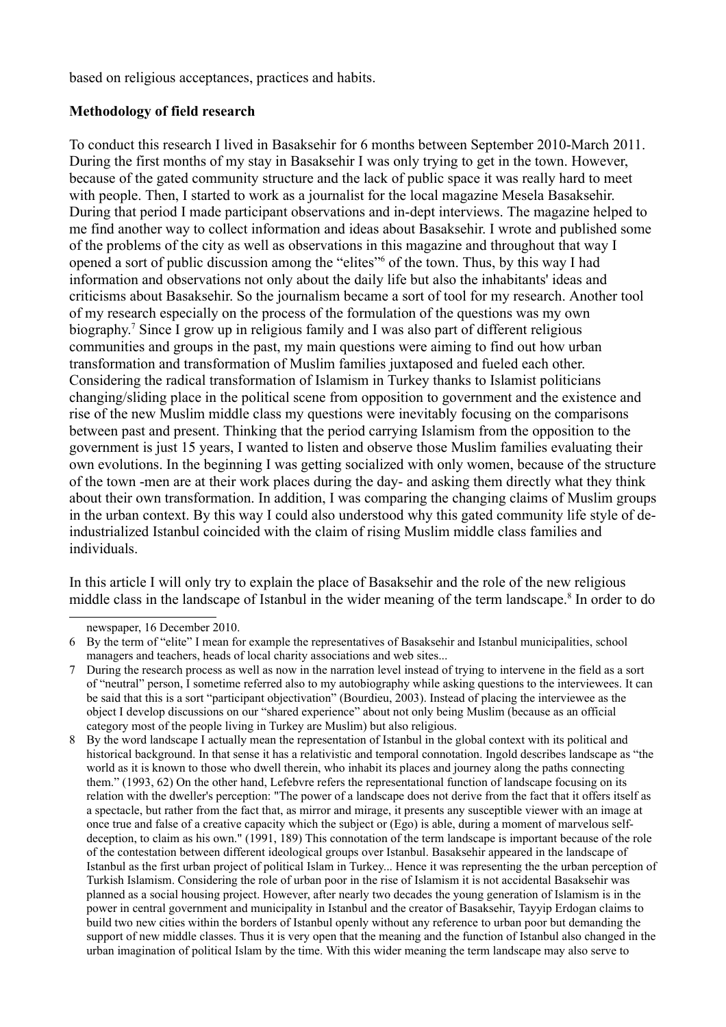based on religious acceptances, practices and habits.

**Methodology of field research**

To conduct this research I lived in Basaksehir for 6 months between September 2010-March 2011. During the first months of my stay in Basaksehir I was only trying to get in the town. However, because of the gated community structure and the lack of public space it was really hard to meet with people. Then, I started to work as a journalist for the local magazine Mesela Basaksehir. During that period I made participant observations and in-dept interviews. The magazine helped to me find another way to collect information and ideas about Basaksehir. I wrote and published some of the problems of the city as well as observations in this magazine and throughout that way I opened a sort of public discussion among the "elites"[6] of the town. Thus, by this way I had information and observations not only about the daily life but also the inhabitants' ideas and criticisms about Basaksehir. So the journalism became a sort of tool for my research. Another tool of my research especially on the process of the formulation of the questions was my own biography.[7] Since I grow up in religious family and I was also part of different religious communities and groups in the past, my main questions were aiming to find out how urban transformation and transformation of Muslim families juxtaposed and fueled each other. Considering the radical transformation of Islamism in Turkey thanks to Islamist politicians changing/sliding place in the political scene from opposition to government and the existence and rise of the new Muslim middle class my questions were inevitably focusing on the comparisons between past and present. Thinking that the period carrying Islamism from the opposition to the government is just 15 years, I wanted to listen and observe those Muslim families evaluating their own evolutions. In the beginning I was getting socialized with only women, because of the structure of the town -men are at their work places during the day- and asking them directly what they think about their own transformation. In addition, I was comparing the changing claims of Muslim groups in the urban context. By this way I could also understood why this gated community life style of de-industrialized Istanbul coincided with the claim of rising Muslim middle class families and individuals.

In this article I will only try to explain the place of Basaksehir and the role of the new religious middle class in the landscape of Istanbul in the wider meaning of the term landscape.[8] In order to do

---

newspaper, 16 December 2010.

6 By the term of "elite" I mean for example the representatives of Basaksehir and Istanbul municipalities, school managers and teachers, heads of local charity associations and web sites...

7 During the research process as well as now in the narration level instead of trying to intervene in the field as a sort of "neutral" person, I sometime referred also to my autobiography while asking questions to the interviewees. It can be said that this is a sort "participant objectivation" (Bourdieu, 2003). Instead of placing the interviewee as the object I develop discussions on our "shared experience" about not only being Muslim (because as an official category most of the people living in Turkey are Muslim) but also religious.

8 By the word landscape I actually mean the representation of Istanbul in the global context with its political and historical background. In that sense it has a relativistic and temporal connotation. Ingold describes landscape as "the world as it is known to those who dwell therein, who inhabit its places and journey along the paths connecting them." (1993, 62) On the other hand, Lefebvre refers the representational function of landscape focusing on its relation with the dweller's perception: "The power of a landscape does not derive from the fact that it offers itself as a spectacle, but rather from the fact that, as mirror and mirage, it presents any susceptible viewer with an image at once true and false of a creative capacity which the subject or (Ego) is able, during a moment of marvelous self-deception, to claim as his own." (1991, 189) This connotation of the term landscape is important because of the role of the contestation between different ideological groups over Istanbul. Basaksehir appeared in the landscape of Istanbul as the first urban project of political Islam in Turkey... Hence it was representing the the urban perception of Turkish Islamism. Considering the role of urban poor in the rise of Islamism it is not accidental Basaksehir was planned as a social housing project. However, after nearly two decades the young generation of Islamism is in the power in central government and municipality in Istanbul and the creator of Basaksehir, Tayyip Erdogan claims to build two new cities within the borders of Istanbul openly without any reference to urban poor but demanding the support of new middle classes. Thus it is very open that the meaning and the function of Istanbul also changed in the urban imagination of political Islam by the time. With this wider meaning the term landscape may also serve to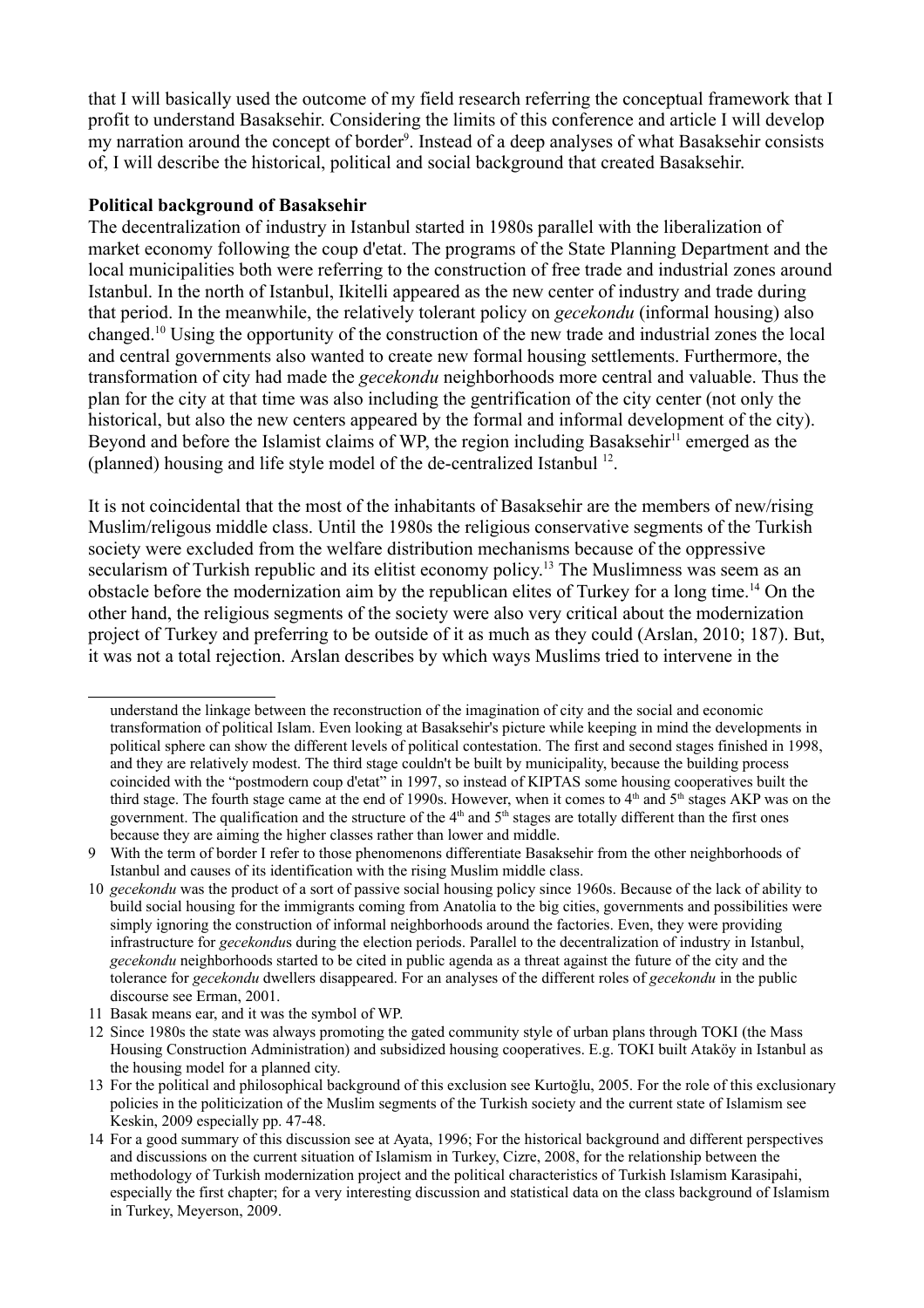that I will basically used the outcome of my field research referring the conceptual framework that I profit to understand Basaksehir. Considering the limits of this conference and article I will develop my narration around the concept of border[9]. Instead of a deep analyses of what Basaksehir consists of, I will describe the historical, political and social background that created Basaksehir.

**Political background of Basaksehir**

The decentralization of industry in Istanbul started in 1980s parallel with the liberalization of market economy following the coup d'etat. The programs of the State Planning Department and the local municipalities both were referring to the construction of free trade and industrial zones around Istanbul. In the north of Istanbul, Ikitelli appeared as the new center of industry and trade during that period. In the meanwhile, the relatively tolerant policy on *gecekondu* (informal housing) also changed.[10] Using the opportunity of the construction of the new trade and industrial zones the local and central governments also wanted to create new formal housing settlements. Furthermore, the transformation of city had made the *gecekondu* neighborhoods more central and valuable. Thus the plan for the city at that time was also including the gentrification of the city center (not only the historical, but also the new centers appeared by the formal and informal development of the city). Beyond and before the Islamist claims of WP, the region including Basaksehir[11] emerged as the (planned) housing and life style model of the de-centralized Istanbul [12].

It is not coincidental that the most of the inhabitants of Basaksehir are the members of new/rising Muslim/religous middle class. Until the 1980s the religious conservative segments of the Turkish society were excluded from the welfare distribution mechanisms because of the oppressive secularism of Turkish republic and its elitist economy policy.[13] The Muslimness was seem as an obstacle before the modernization aim by the republican elites of Turkey for a long time.[14] On the other hand, the religious segments of the society were also very critical about the modernization project of Turkey and preferring to be outside of it as much as they could (Arslan, 2010; 187). But, it was not a total rejection. Arslan describes by which ways Muslims tried to intervene in the

---

understand the linkage between the reconstruction of the imagination of city and the social and economic transformation of political Islam. Even looking at Basaksehir's picture while keeping in mind the developments in political sphere can show the different levels of political contestation. The first and second stages finished in 1998, and they are relatively modest. The third stage couldn't be built by municipality, because the building process coincided with the "postmodern coup d'etat" in 1997, so instead of KIPTAS some housing cooperatives built the third stage. The fourth stage came at the end of 1990s. However, when it comes to 4th and 5th stages AKP was on the government. The qualification and the structure of the 4th and 5th stages are totally different than the first ones because they are aiming the higher classes rather than lower and middle.

9 With the term of border I refer to those phenomenons differentiate Basaksehir from the other neighborhoods of Istanbul and causes of its identification with the rising Muslim middle class.

10 *gecekondu* was the product of a sort of passive social housing policy since 1960s. Because of the lack of ability to build social housing for the immigrants coming from Anatolia to the big cities, governments and possibilities were simply ignoring the construction of informal neighborhoods around the factories. Even, they were providing infrastructure for *gecekondu*s during the election periods. Parallel to the decentralization of industry in Istanbul, *gecekondu* neighborhoods started to be cited in public agenda as a threat against the future of the city and the tolerance for *gecekondu* dwellers disappeared. For an analyses of the different roles of *gecekondu* in the public discourse see Erman, 2001.

11 Basak means ear, and it was the symbol of WP.

12 Since 1980s the state was always promoting the gated community style of urban plans through TOKI (the Mass Housing Construction Administration) and subsidized housing cooperatives. E.g. TOKI built Ataköy in Istanbul as the housing model for a planned city.

13 For the political and philosophical background of this exclusion see Kurtoğlu, 2005. For the role of this exclusionary policies in the politicization of the Muslim segments of the Turkish society and the current state of Islamism see Keskin, 2009 especially pp. 47-48.

14 For a good summary of this discussion see at Ayata, 1996; For the historical background and different perspectives and discussions on the current situation of Islamism in Turkey, Cizre, 2008, for the relationship between the methodology of Turkish modernization project and the political characteristics of Turkish Islamism Karasipahi, especially the first chapter; for a very interesting discussion and statistical data on the class background of Islamism in Turkey, Meyerson, 2009.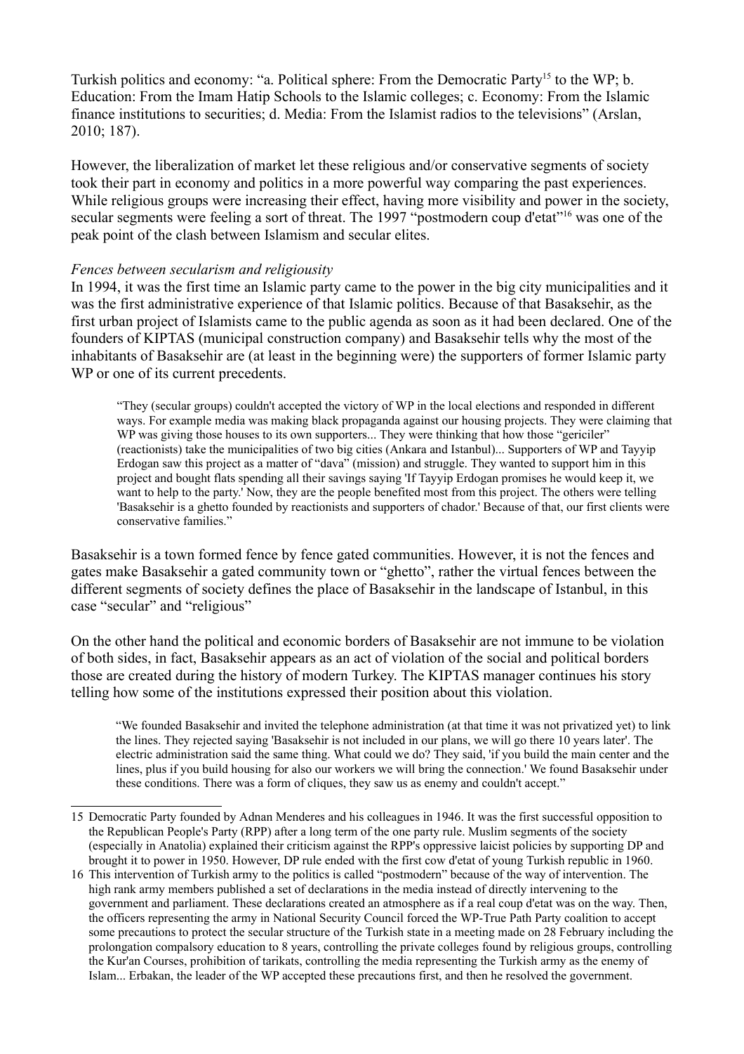Turkish politics and economy: "a. Political sphere: From the Democratic Party[15] to the WP; b. Education: From the Imam Hatip Schools to the Islamic colleges; c. Economy: From the Islamic finance institutions to securities; d. Media: From the Islamist radios to the televisions" (Arslan, 2010; 187).

However, the liberalization of market let these religious and/or conservative segments of society took their part in economy and politics in a more powerful way comparing the past experiences. While religious groups were increasing their effect, having more visibility and power in the society, secular segments were feeling a sort of threat. The 1997 "postmodern coup d'etat"[16] was one of the peak point of the clash between Islamism and secular elites.

*Fences between secularism and religiousity*

In 1994, it was the first time an Islamic party came to the power in the big city municipalities and it was the first administrative experience of that Islamic politics. Because of that Basaksehir, as the first urban project of Islamists came to the public agenda as soon as it had been declared. One of the founders of KIPTAS (municipal construction company) and Basaksehir tells why the most of the inhabitants of Basaksehir are (at least in the beginning were) the supporters of former Islamic party WP or one of its current precedents.

> "They (secular groups) couldn't accepted the victory of WP in the local elections and responded in different ways. For example media was making black propaganda against our housing projects. They were claiming that WP was giving those houses to its own supporters... They were thinking that how those "gericiler" (reactionists) take the municipalities of two big cities (Ankara and Istanbul)... Supporters of WP and Tayyip Erdogan saw this project as a matter of "dava" (mission) and struggle. They wanted to support him in this project and bought flats spending all their savings saying 'If Tayyip Erdogan promises he would keep it, we want to help to the party.' Now, they are the people benefited most from this project. The others were telling 'Basaksehir is a ghetto founded by reactionists and supporters of chador.' Because of that, our first clients were conservative families."

Basaksehir is a town formed fence by fence gated communities. However, it is not the fences and gates make Basaksehir a gated community town or "ghetto", rather the virtual fences between the different segments of society defines the place of Basaksehir in the landscape of Istanbul, in this case "secular" and "religious"

On the other hand the political and economic borders of Basaksehir are not immune to be violation of both sides, in fact, Basaksehir appears as an act of violation of the social and political borders those are created during the history of modern Turkey. The KIPTAS manager continues his story telling how some of the institutions expressed their position about this violation.

> "We founded Basaksehir and invited the telephone administration (at that time it was not privatized yet) to link the lines. They rejected saying 'Basaksehir is not included in our plans, we will go there 10 years later'. The electric administration said the same thing. What could we do? They said, 'if you build the main center and the lines, plus if you build housing for also our workers we will bring the connection.' We found Basaksehir under these conditions. There was a form of cliques, they saw us as enemy and couldn't accept."

---

15 Democratic Party founded by Adnan Menderes and his colleagues in 1946. It was the first successful opposition to the Republican People's Party (RPP) after a long term of the one party rule. Muslim segments of the society (especially in Anatolia) explained their criticism against the RPP's oppressive laicist policies by supporting DP and brought it to power in 1950. However, DP rule ended with the first cow d'etat of young Turkish republic in 1960.

16 This intervention of Turkish army to the politics is called "postmodern" because of the way of intervention. The high rank army members published a set of declarations in the media instead of directly intervening to the government and parliament. These declarations created an atmosphere as if a real coup d'etat was on the way. Then, the officers representing the army in National Security Council forced the WP-True Path Party coalition to accept some precautions to protect the secular structure of the Turkish state in a meeting made on 28 February including the prolongation compalsory education to 8 years, controlling the private colleges found by religious groups, controlling the Kur'an Courses, prohibition of tarikats, controlling the media representing the Turkish army as the enemy of Islam... Erbakan, the leader of the WP accepted these precautions first, and then he resolved the government.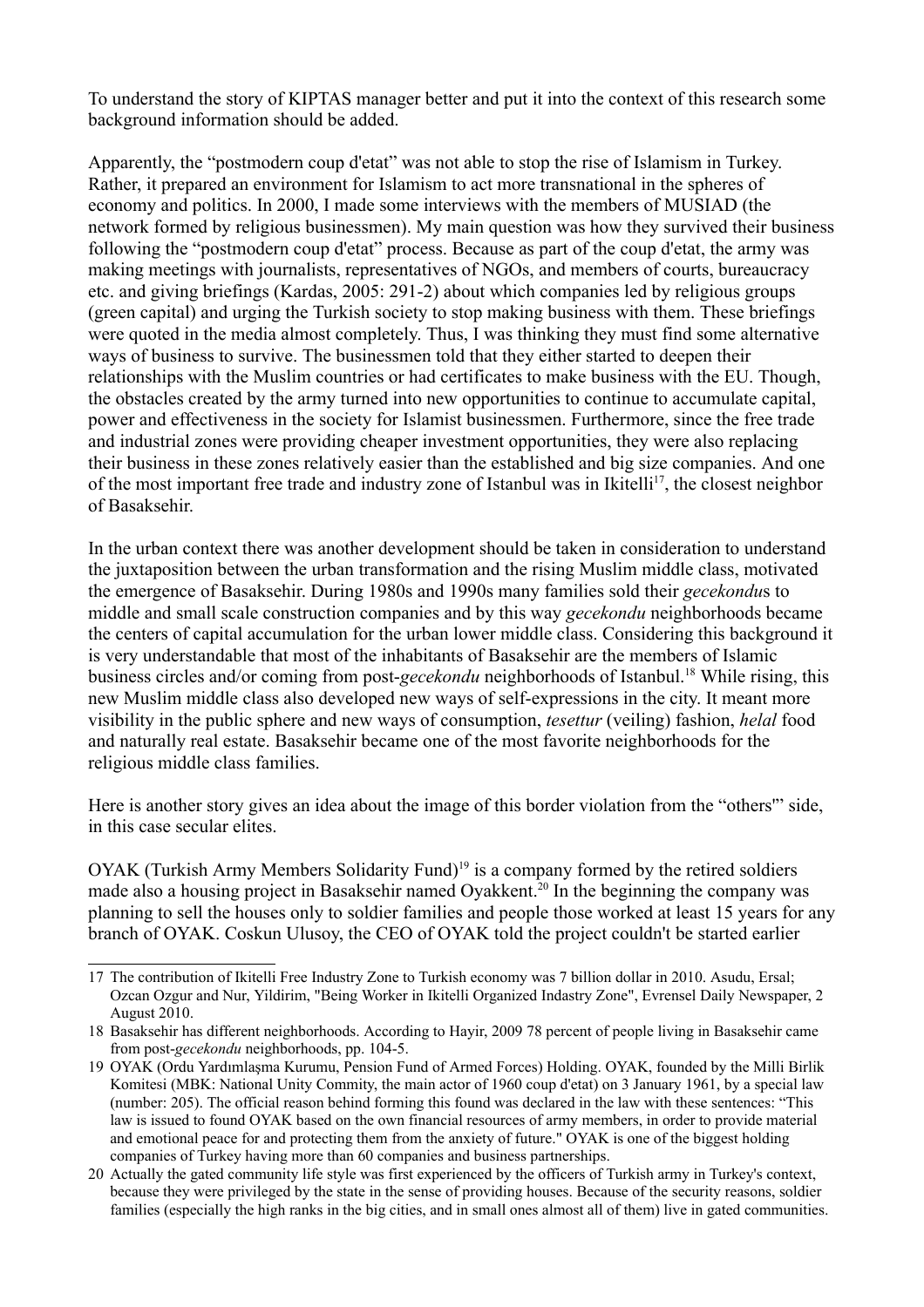To understand the story of KIPTAS manager better and put it into the context of this research some background information should be added.

Apparently, the "postmodern coup d'etat" was not able to stop the rise of Islamism in Turkey. Rather, it prepared an environment for Islamism to act more transnational in the spheres of economy and politics. In 2000, I made some interviews with the members of MUSIAD (the network formed by religious businessmen). My main question was how they survived their business following the "postmodern coup d'etat" process. Because as part of the coup d'etat, the army was making meetings with journalists, representatives of NGOs, and members of courts, bureaucracy etc. and giving briefings (Kardas, 2005: 291-2) about which companies led by religious groups (green capital) and urging the Turkish society to stop making business with them. These briefings were quoted in the media almost completely. Thus, I was thinking they must find some alternative ways of business to survive. The businessmen told that they either started to deepen their relationships with the Muslim countries or had certificates to make business with the EU. Though, the obstacles created by the army turned into new opportunities to continue to accumulate capital, power and effectiveness in the society for Islamist businessmen. Furthermore, since the free trade and industrial zones were providing cheaper investment opportunities, they were also replacing their business in these zones relatively easier than the established and big size companies. And one of the most important free trade and industry zone of Istanbul was in Ikitelli[17], the closest neighbor of Basaksehir.

In the urban context there was another development should be taken in consideration to understand the juxtaposition between the urban transformation and the rising Muslim middle class, motivated the emergence of Basaksehir. During 1980s and 1990s many families sold their *gecekondu*s to middle and small scale construction companies and by this way *gecekondu* neighborhoods became the centers of capital accumulation for the urban lower middle class. Considering this background it is very understandable that most of the inhabitants of Basaksehir are the members of Islamic business circles and/or coming from post-*gecekondu* neighborhoods of Istanbul.[18] While rising, this new Muslim middle class also developed new ways of self-expressions in the city. It meant more visibility in the public sphere and new ways of consumption, *tesettur* (veiling) fashion, *helal* food and naturally real estate. Basaksehir became one of the most favorite neighborhoods for the religious middle class families.

Here is another story gives an idea about the image of this border violation from the "others'" side, in this case secular elites.

OYAK (Turkish Army Members Solidarity Fund)[19] is a company formed by the retired soldiers made also a housing project in Basaksehir named Oyakkent.[20] In the beginning the company was planning to sell the houses only to soldier families and people those worked at least 15 years for any branch of OYAK. Coskun Ulusoy, the CEO of OYAK told the project couldn't be started earlier

---

17 The contribution of Ikitelli Free Industry Zone to Turkish economy was 7 billion dollar in 2010. Asudu, Ersal; Ozcan Ozgur and Nur, Yildirim, "Being Worker in Ikitelli Organized Indastry Zone", Evrensel Daily Newspaper, 2 August 2010.

18 Basaksehir has different neighborhoods. According to Hayir, 2009 78 percent of people living in Basaksehir came from post-*gecekondu* neighborhoods, pp. 104-5.

19 OYAK (Ordu Yardımlaşma Kurumu, Pension Fund of Armed Forces) Holding. OYAK, founded by the Milli Birlik Komitesi (MBK: National Unity Commity, the main actor of 1960 coup d'etat) on 3 January 1961, by a special law (number: 205). The official reason behind forming this found was declared in the law with these sentences: "This law is issued to found OYAK based on the own financial resources of army members, in order to provide material and emotional peace for and protecting them from the anxiety of future." OYAK is one of the biggest holding companies of Turkey having more than 60 companies and business partnerships.

20 Actually the gated community life style was first experienced by the officers of Turkish army in Turkey's context, because they were privileged by the state in the sense of providing houses. Because of the security reasons, soldier families (especially the high ranks in the big cities, and in small ones almost all of them) live in gated communities.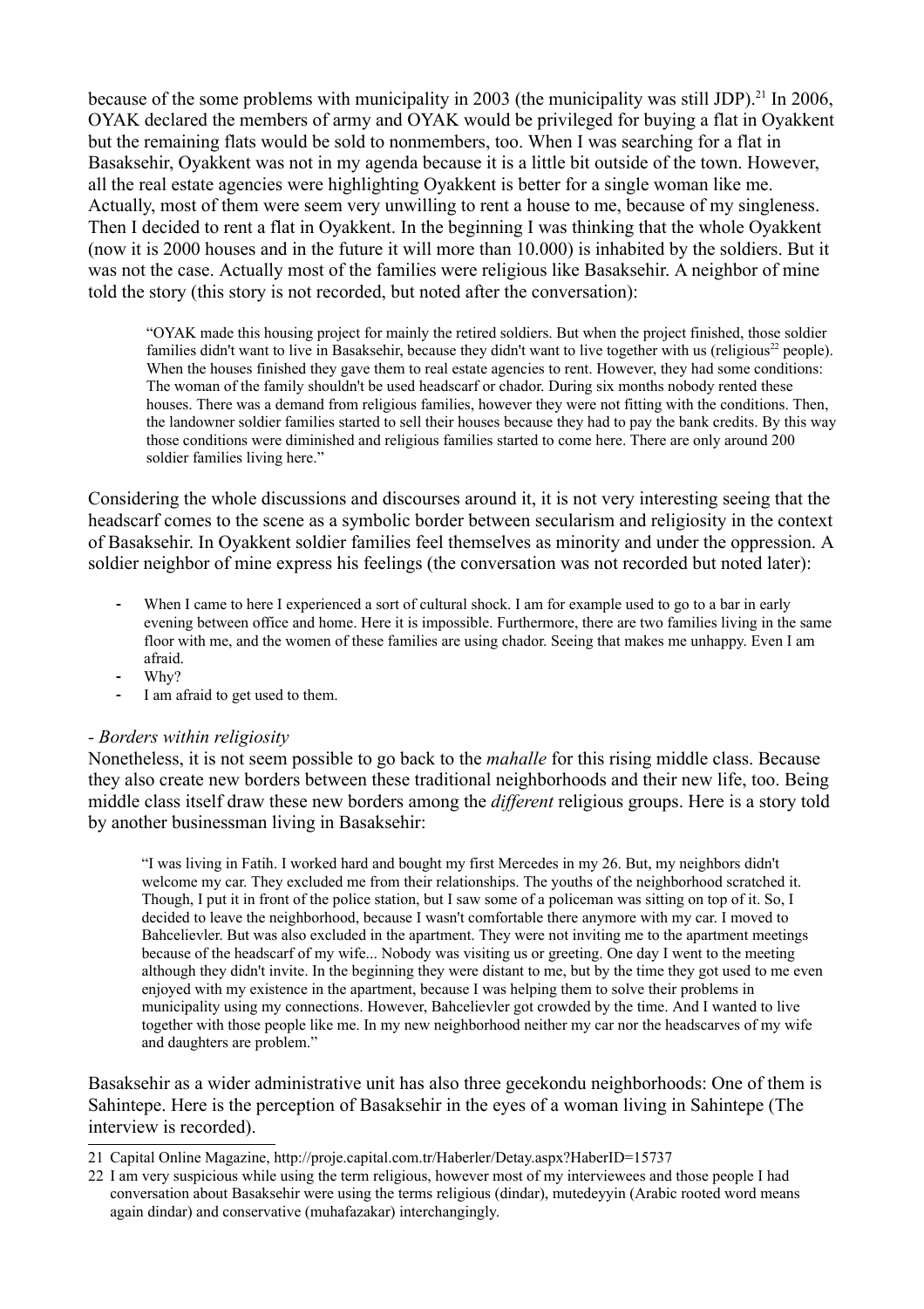because of the some problems with municipality in 2003 (the municipality was still JDP).[21] In 2006, OYAK declared the members of army and OYAK would be privileged for buying a flat in Oyakkent but the remaining flats would be sold to nonmembers, too. When I was searching for a flat in Basaksehir, Oyakkent was not in my agenda because it is a little bit outside of the town. However, all the real estate agencies were highlighting Oyakkent is better for a single woman like me. Actually, most of them were seem very unwilling to rent a house to me, because of my singleness. Then I decided to rent a flat in Oyakkent. In the beginning I was thinking that the whole Oyakkent (now it is 2000 houses and in the future it will more than 10.000) is inhabited by the soldiers. But it was not the case. Actually most of the families were religious like Basaksehir. A neighbor of mine told the story (this story is not recorded, but noted after the conversation):

> "OYAK made this housing project for mainly the retired soldiers. But when the project finished, those soldier families didn't want to live in Basaksehir, because they didn't want to live together with us (religious[22] people). When the houses finished they gave them to real estate agencies to rent. However, they had some conditions: The woman of the family shouldn't be used headscarf or chador. During six months nobody rented these houses. There was a demand from religious families, however they were not fitting with the conditions. Then, the landowner soldier families started to sell their houses because they had to pay the bank credits. By this way those conditions were diminished and religious families started to come here. There are only around 200 soldier families living here."

Considering the whole discussions and discourses around it, it is not very interesting seeing that the headscarf comes to the scene as a symbolic border between secularism and religiosity in the context of Basaksehir. In Oyakkent soldier families feel themselves as minority and under the oppression. A soldier neighbor of mine express his feelings (the conversation was not recorded but noted later):

> - When I came to here I experienced a sort of cultural shock. I am for example used to go to a bar in early evening between office and home. Here it is impossible. Furthermore, there are two families living in the same floor with me, and the women of these families are using chador. Seeing that makes me unhappy. Even I am afraid.
> - Why?
> - I am afraid to get used to them.

- *Borders within religiosity*

Nonetheless, it is not seem possible to go back to the *mahalle* for this rising middle class. Because they also create new borders between these traditional neighborhoods and their new life, too. Being middle class itself draw these new borders among the *different* religious groups. Here is a story told by another businessman living in Basaksehir:

> "I was living in Fatih. I worked hard and bought my first Mercedes in my 26. But, my neighbors didn't welcome my car. They excluded me from their relationships. The youths of the neighborhood scratched it. Though, I put it in front of the police station, but I saw some of a policeman was sitting on top of it. So, I decided to leave the neighborhood, because I wasn't comfortable there anymore with my car. I moved to Bahcelievler. But was also excluded in the apartment. They were not inviting me to the apartment meetings because of the headscarf of my wife... Nobody was visiting us or greeting. One day I went to the meeting although they didn't invite. In the beginning they were distant to me, but by the time they got used to me even enjoyed with my existence in the apartment, because I was helping them to solve their problems in municipality using my connections. However, Bahcelievler got crowded by the time. And I wanted to live together with those people like me. In my new neighborhood neither my car nor the headscarves of my wife and daughters are problem."

Basaksehir as a wider administrative unit has also three gecekondu neighborhoods: One of them is Sahintepe. Here is the perception of Basaksehir in the eyes of a woman living in Sahintepe (The interview is recorded).

---

21 Capital Online Magazine, http://proje.capital.com.tr/Haberler/Detay.aspx?HaberID=15737

22 I am very suspicious while using the term religious, however most of my interviewees and those people I had conversation about Basaksehir were using the terms religious (dindar), mutedeyyin (Arabic rooted word means again dindar) and conservative (muhafazakar) interchangingly.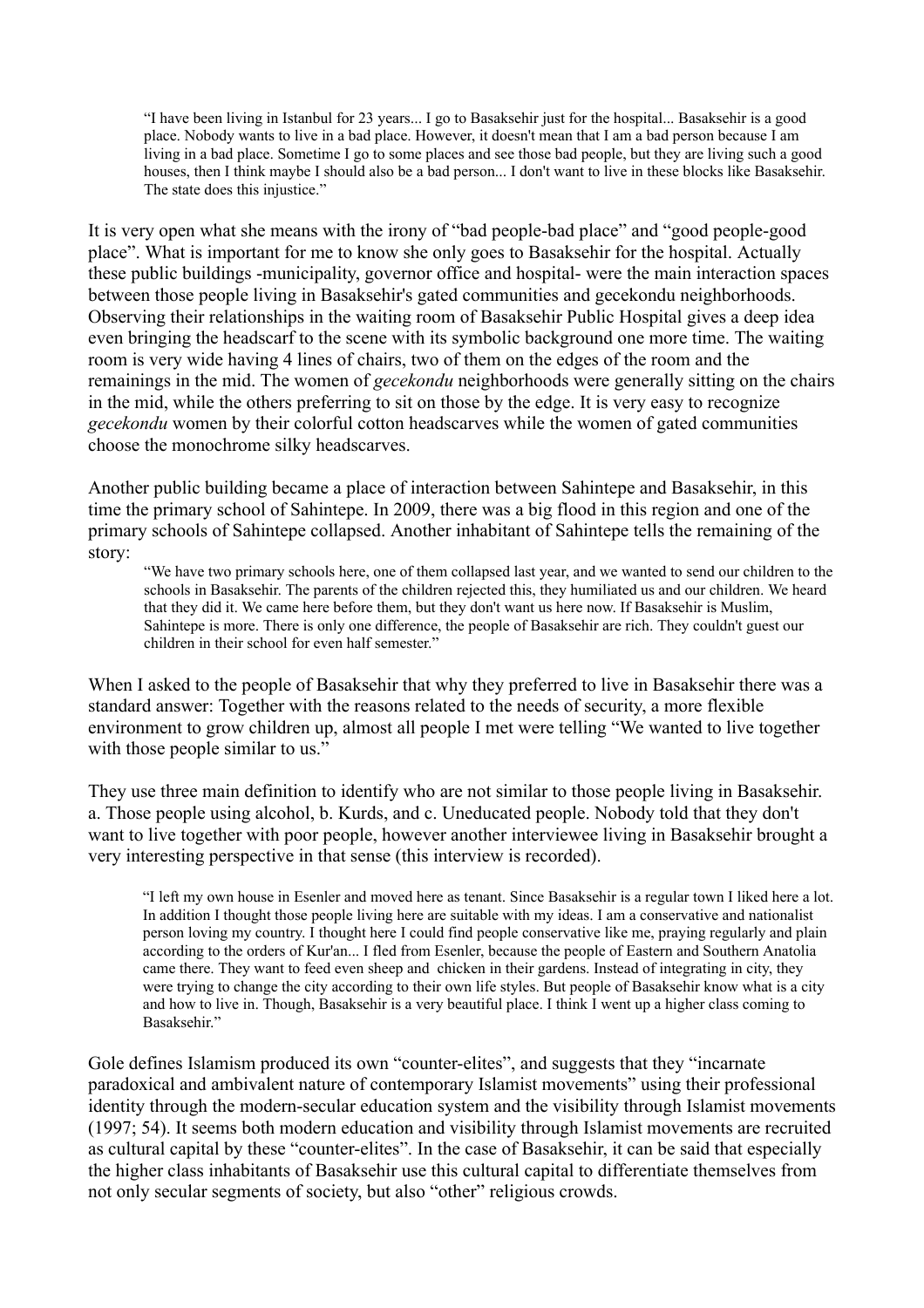> "I have been living in Istanbul for 23 years... I go to Basaksehir just for the hospital... Basaksehir is a good place. Nobody wants to live in a bad place. However, it doesn't mean that I am a bad person because I am living in a bad place. Sometime I go to some places and see those bad people, but they are living such a good houses, then I think maybe I should also be a bad person... I don't want to live in these blocks like Basaksehir. The state does this injustice."

It is very open what she means with the irony of "bad people-bad place" and "good people-good place". What is important for me to know she only goes to Basaksehir for the hospital. Actually these public buildings -municipality, governor office and hospital- were the main interaction spaces between those people living in Basaksehir's gated communities and gecekondu neighborhoods. Observing their relationships in the waiting room of Basaksehir Public Hospital gives a deep idea even bringing the headscarf to the scene with its symbolic background one more time. The waiting room is very wide having 4 lines of chairs, two of them on the edges of the room and the remainings in the mid. The women of *gecekondu* neighborhoods were generally sitting on the chairs in the mid, while the others preferring to sit on those by the edge. It is very easy to recognize *gecekondu* women by their colorful cotton headscarves while the women of gated communities choose the monochrome silky headscarves.

Another public building became a place of interaction between Sahintepe and Basaksehir, in this time the primary school of Sahintepe. In 2009, there was a big flood in this region and one of the primary schools of Sahintepe collapsed. Another inhabitant of Sahintepe tells the remaining of the story:

> "We have two primary schools here, one of them collapsed last year, and we wanted to send our children to the schools in Basaksehir. The parents of the children rejected this, they humiliated us and our children. We heard that they did it. We came here before them, but they don't want us here now. If Basaksehir is Muslim, Sahintepe is more. There is only one difference, the people of Basaksehir are rich. They couldn't guest our children in their school for even half semester."

When I asked to the people of Basaksehir that why they preferred to live in Basaksehir there was a standard answer: Together with the reasons related to the needs of security, a more flexible environment to grow children up, almost all people I met were telling "We wanted to live together with those people similar to us."

They use three main definition to identify who are not similar to those people living in Basaksehir. a. Those people using alcohol, b. Kurds, and c. Uneducated people. Nobody told that they don't want to live together with poor people, however another interviewee living in Basaksehir brought a very interesting perspective in that sense (this interview is recorded).

> "I left my own house in Esenler and moved here as tenant. Since Basaksehir is a regular town I liked here a lot. In addition I thought those people living here are suitable with my ideas. I am a conservative and nationalist person loving my country. I thought here I could find people conservative like me, praying regularly and plain according to the orders of Kur'an... I fled from Esenler, because the people of Eastern and Southern Anatolia came there. They want to feed even sheep and chicken in their gardens. Instead of integrating in city, they were trying to change the city according to their own life styles. But people of Basaksehir know what is a city and how to live in. Though, Basaksehir is a very beautiful place. I think I went up a higher class coming to Basaksehir."

Gole defines Islamism produced its own "counter-elites", and suggests that they "incarnate paradoxical and ambivalent nature of contemporary Islamist movements" using their professional identity through the modern-secular education system and the visibility through Islamist movements (1997; 54). It seems both modern education and visibility through Islamist movements are recruited as cultural capital by these "counter-elites". In the case of Basaksehir, it can be said that especially the higher class inhabitants of Basaksehir use this cultural capital to differentiate themselves from not only secular segments of society, but also "other" religious crowds.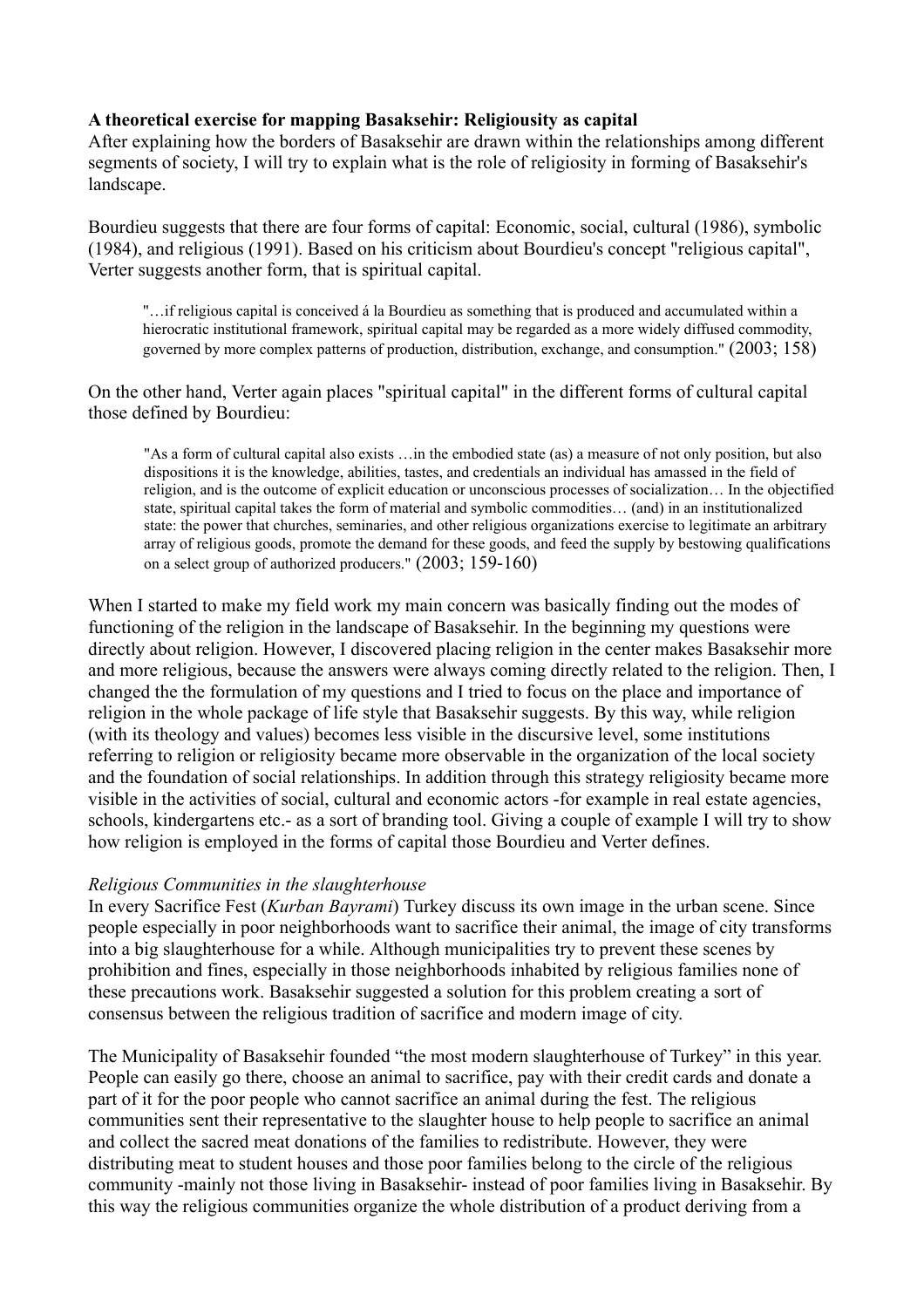**A theoretical exercise for mapping Basaksehir: Religiousity as capital**

After explaining how the borders of Basaksehir are drawn within the relationships among different segments of society, I will try to explain what is the role of religiosity in forming of Basaksehir's landscape.

Bourdieu suggests that there are four forms of capital: Economic, social, cultural (1986), symbolic (1984), and religious (1991). Based on his criticism about Bourdieu's concept "religious capital", Verter suggests another form, that is spiritual capital.

> "…if religious capital is conceived á la Bourdieu as something that is produced and accumulated within a hierocratic institutional framework, spiritual capital may be regarded as a more widely diffused commodity, governed by more complex patterns of production, distribution, exchange, and consumption." (2003; 158)

On the other hand, Verter again places "spiritual capital" in the different forms of cultural capital those defined by Bourdieu:

> "As a form of cultural capital also exists …in the embodied state (as) a measure of not only position, but also dispositions it is the knowledge, abilities, tastes, and credentials an individual has amassed in the field of religion, and is the outcome of explicit education or unconscious processes of socialization… In the objectified state, spiritual capital takes the form of material and symbolic commodities… (and) in an institutionalized state: the power that churches, seminaries, and other religious organizations exercise to legitimate an arbitrary array of religious goods, promote the demand for these goods, and feed the supply by bestowing qualifications on a select group of authorized producers." (2003; 159-160)

When I started to make my field work my main concern was basically finding out the modes of functioning of the religion in the landscape of Basaksehir. In the beginning my questions were directly about religion. However, I discovered placing religion in the center makes Basaksehir more and more religious, because the answers were always coming directly related to the religion. Then, I changed the the formulation of my questions and I tried to focus on the place and importance of religion in the whole package of life style that Basaksehir suggests. By this way, while religion (with its theology and values) becomes less visible in the discursive level, some institutions referring to religion or religiosity became more observable in the organization of the local society and the foundation of social relationships. In addition through this strategy religiosity became more visible in the activities of social, cultural and economic actors -for example in real estate agencies, schools, kindergartens etc.- as a sort of branding tool. Giving a couple of example I will try to show how religion is employed in the forms of capital those Bourdieu and Verter defines.

*Religious Communities in the slaughterhouse*

In every Sacrifice Fest (*Kurban Bayrami*) Turkey discuss its own image in the urban scene. Since people especially in poor neighborhoods want to sacrifice their animal, the image of city transforms into a big slaughterhouse for a while. Although municipalities try to prevent these scenes by prohibition and fines, especially in those neighborhoods inhabited by religious families none of these precautions work. Basaksehir suggested a solution for this problem creating a sort of consensus between the religious tradition of sacrifice and modern image of city.

The Municipality of Basaksehir founded "the most modern slaughterhouse of Turkey" in this year. People can easily go there, choose an animal to sacrifice, pay with their credit cards and donate a part of it for the poor people who cannot sacrifice an animal during the fest. The religious communities sent their representative to the slaughter house to help people to sacrifice an animal and collect the sacred meat donations of the families to redistribute. However, they were distributing meat to student houses and those poor families belong to the circle of the religious community -mainly not those living in Basaksehir- instead of poor families living in Basaksehir. By this way the religious communities organize the whole distribution of a product deriving from a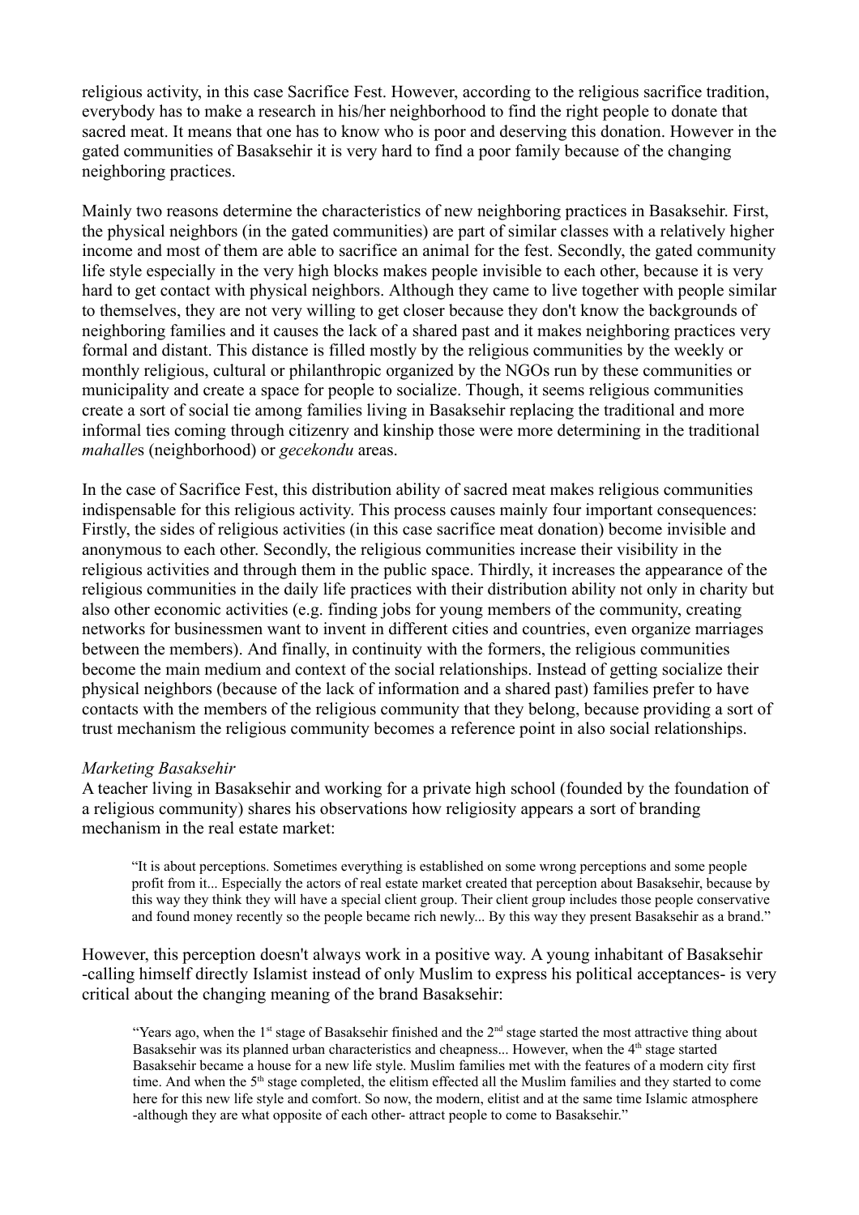religious activity, in this case Sacrifice Fest. However, according to the religious sacrifice tradition, everybody has to make a research in his/her neighborhood to find the right people to donate that sacred meat. It means that one has to know who is poor and deserving this donation. However in the gated communities of Basaksehir it is very hard to find a poor family because of the changing neighboring practices.

Mainly two reasons determine the characteristics of new neighboring practices in Basaksehir. First, the physical neighbors (in the gated communities) are part of similar classes with a relatively higher income and most of them are able to sacrifice an animal for the fest. Secondly, the gated community life style especially in the very high blocks makes people invisible to each other, because it is very hard to get contact with physical neighbors. Although they came to live together with people similar to themselves, they are not very willing to get closer because they don't know the backgrounds of neighboring families and it causes the lack of a shared past and it makes neighboring practices very formal and distant. This distance is filled mostly by the religious communities by the weekly or monthly religious, cultural or philanthropic organized by the NGOs run by these communities or municipality and create a space for people to socialize. Though, it seems religious communities create a sort of social tie among families living in Basaksehir replacing the traditional and more informal ties coming through citizenry and kinship those were more determining in the traditional *mahalle*s (neighborhood) or *gecekondu* areas.

In the case of Sacrifice Fest, this distribution ability of sacred meat makes religious communities indispensable for this religious activity. This process causes mainly four important consequences: Firstly, the sides of religious activities (in this case sacrifice meat donation) become invisible and anonymous to each other. Secondly, the religious communities increase their visibility in the religious activities and through them in the public space. Thirdly, it increases the appearance of the religious communities in the daily life practices with their distribution ability not only in charity but also other economic activities (e.g. finding jobs for young members of the community, creating networks for businessmen want to invent in different cities and countries, even organize marriages between the members). And finally, in continuity with the formers, the religious communities become the main medium and context of the social relationships. Instead of getting socialize their physical neighbors (because of the lack of information and a shared past) families prefer to have contacts with the members of the religious community that they belong, because providing a sort of trust mechanism the religious community becomes a reference point in also social relationships.

*Marketing Basaksehir*

A teacher living in Basaksehir and working for a private high school (founded by the foundation of a religious community) shares his observations how religiosity appears a sort of branding mechanism in the real estate market:

> "It is about perceptions. Sometimes everything is established on some wrong perceptions and some people profit from it... Especially the actors of real estate market created that perception about Basaksehir, because by this way they think they will have a special client group. Their client group includes those people conservative and found money recently so the people became rich newly... By this way they present Basaksehir as a brand."

However, this perception doesn't always work in a positive way. A young inhabitant of Basaksehir -calling himself directly Islamist instead of only Muslim to express his political acceptances- is very critical about the changing meaning of the brand Basaksehir:

> "Years ago, when the 1st stage of Basaksehir finished and the 2nd stage started the most attractive thing about Basaksehir was its planned urban characteristics and cheapness... However, when the 4th stage started Basaksehir became a house for a new life style. Muslim families met with the features of a modern city first time. And when the 5th stage completed, the elitism effected all the Muslim families and they started to come here for this new life style and comfort. So now, the modern, elitist and at the same time Islamic atmosphere -although they are what opposite of each other- attract people to come to Basaksehir."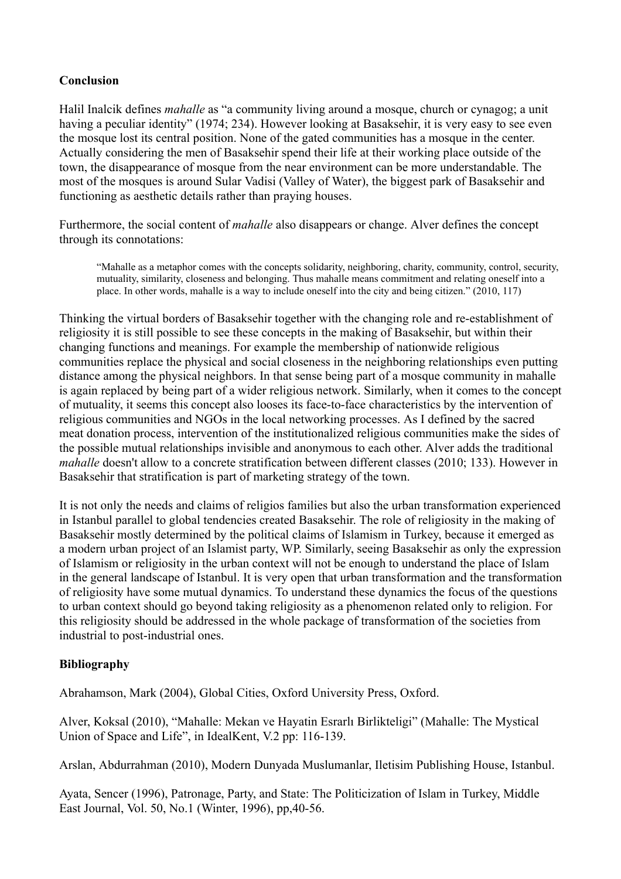## Conclusion

Halil Inalcik defines *mahalle* as "a community living around a mosque, church or cynagog; a unit having a peculiar identity" (1974; 234). However looking at Basaksehir, it is very easy to see even the mosque lost its central position. None of the gated communities has a mosque in the center. Actually considering the men of Basaksehir spend their life at their working place outside of the town, the disappearance of mosque from the near environment can be more understandable. The most of the mosques is around Sular Vadisi (Valley of Water), the biggest park of Basaksehir and functioning as aesthetic details rather than praying houses.

Furthermore, the social content of *mahalle* also disappears or change. Alver defines the concept through its connotations:

> "Mahalle as a metaphor comes with the concepts solidarity, neighboring, charity, community, control, security, mutuality, similarity, closeness and belonging. Thus mahalle means commitment and relating oneself into a place. In other words, mahalle is a way to include oneself into the city and being citizen." (2010, 117)

Thinking the virtual borders of Basaksehir together with the changing role and re-establishment of religiosity it is still possible to see these concepts in the making of Basaksehir, but within their changing functions and meanings. For example the membership of nationwide religious communities replace the physical and social closeness in the neighboring relationships even putting distance among the physical neighbors. In that sense being part of a mosque community in mahalle is again replaced by being part of a wider religious network. Similarly, when it comes to the concept of mutuality, it seems this concept also looses its face-to-face characteristics by the intervention of religious communities and NGOs in the local networking processes. As I defined by the sacred meat donation process, intervention of the institutionalized religious communities make the sides of the possible mutual relationships invisible and anonymous to each other. Alver adds the traditional *mahalle* doesn't allow to a concrete stratification between different classes (2010; 133). However in Basaksehir that stratification is part of marketing strategy of the town.

It is not only the needs and claims of religios families but also the urban transformation experienced in Istanbul parallel to global tendencies created Basaksehir. The role of religiosity in the making of Basaksehir mostly determined by the political claims of Islamism in Turkey, because it emerged as a modern urban project of an Islamist party, WP. Similarly, seeing Basaksehir as only the expression of Islamism or religiosity in the urban context will not be enough to understand the place of Islam in the general landscape of Istanbul. It is very open that urban transformation and the transformation of religiosity have some mutual dynamics. To understand these dynamics the focus of the questions to urban context should go beyond taking religiosity as a phenomenon related only to religion. For this religiosity should be addressed in the whole package of transformation of the societies from industrial to post-industrial ones.

## Bibliography

Abrahamson, Mark (2004), Global Cities, Oxford University Press, Oxford.

Alver, Koksal (2010), "Mahalle: Mekan ve Hayatin Esrarlı Birlikteligi" (Mahalle: The Mystical Union of Space and Life", in IdealKent, V.2 pp: 116-139.

Arslan, Abdurrahman (2010), Modern Dunyada Muslumanlar, Iletisim Publishing House, Istanbul.

Ayata, Sencer (1996), Patronage, Party, and State: The Politicization of Islam in Turkey, Middle East Journal, Vol. 50, No.1 (Winter, 1996), pp,40-56.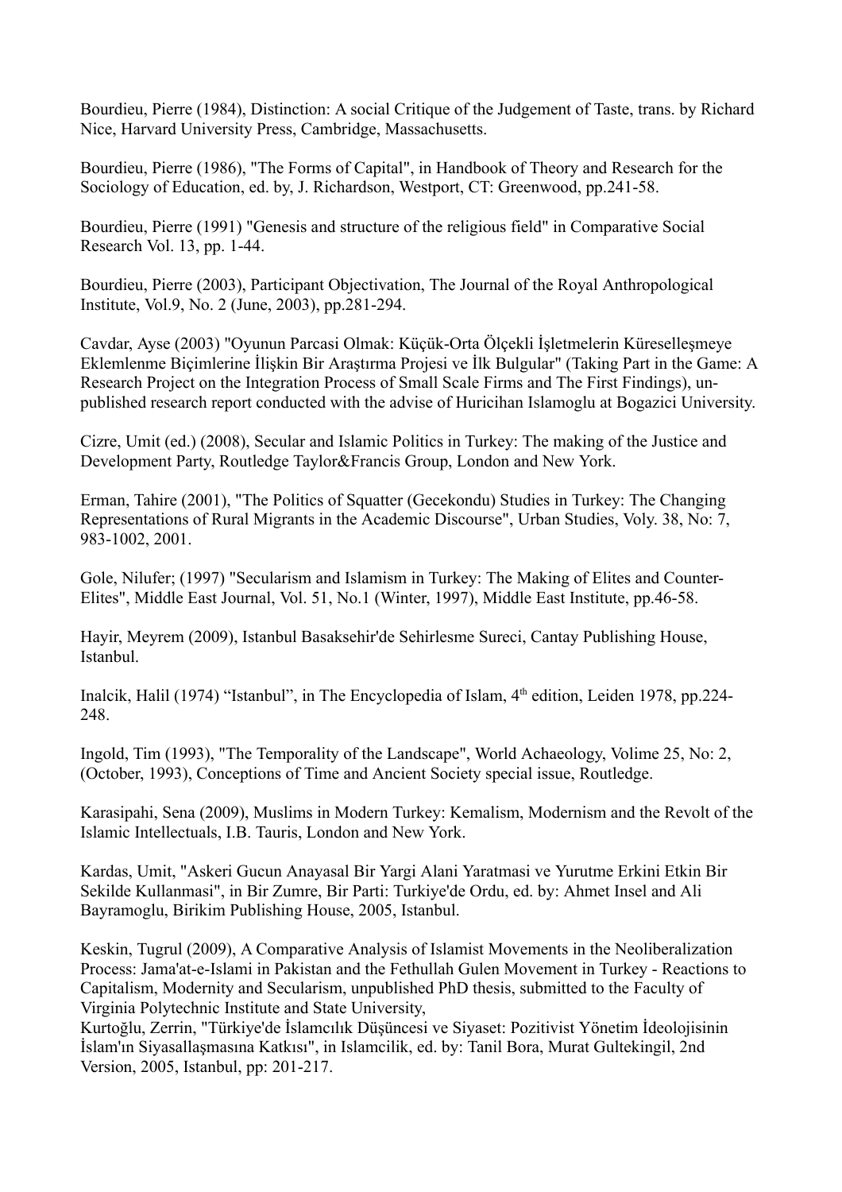Bourdieu, Pierre (1984), Distinction: A social Critique of the Judgement of Taste, trans. by Richard Nice, Harvard University Press, Cambridge, Massachusetts.

Bourdieu, Pierre (1986), "The Forms of Capital", in Handbook of Theory and Research for the Sociology of Education, ed. by, J. Richardson, Westport, CT: Greenwood, pp.241-58.

Bourdieu, Pierre (1991) "Genesis and structure of the religious field" in Comparative Social Research Vol. 13, pp. 1-44.

Bourdieu, Pierre (2003), Participant Objectivation, The Journal of the Royal Anthropological Institute, Vol.9, No. 2 (June, 2003), pp.281-294.

Cavdar, Ayse (2003) "Oyunun Parcasi Olmak: Küçük-Orta Ölçekli İşletmelerin Küreselleşmeye Eklemlenme Biçimlerine İlişkin Bir Araştırma Projesi ve İlk Bulgular" (Taking Part in the Game: A Research Project on the Integration Process of Small Scale Firms and The First Findings), unpublished research report conducted with the advise of Huricihan Islamoglu at Bogazici University.

Cizre, Umit (ed.) (2008), Secular and Islamic Politics in Turkey: The making of the Justice and Development Party, Routledge Taylor&Francis Group, London and New York.

Erman, Tahire (2001), "The Politics of Squatter (Gecekondu) Studies in Turkey: The Changing Representations of Rural Migrants in the Academic Discourse", Urban Studies, Voly. 38, No: 7, 983-1002, 2001.

Gole, Nilufer; (1997) "Secularism and Islamism in Turkey: The Making of Elites and Counter-Elites", Middle East Journal, Vol. 51, No.1 (Winter, 1997), Middle East Institute, pp.46-58.

Hayir, Meyrem (2009), Istanbul Basaksehir'de Sehirlesme Sureci, Cantay Publishing House, Istanbul.

Inalcik, Halil (1974) "Istanbul", in The Encyclopedia of Islam, 4th edition, Leiden 1978, pp.224-248.

Ingold, Tim (1993), "The Temporality of the Landscape", World Achaeology, Volime 25, No: 2, (October, 1993), Conceptions of Time and Ancient Society special issue, Routledge.

Karasipahi, Sena (2009), Muslims in Modern Turkey: Kemalism, Modernism and the Revolt of the Islamic Intellectuals, I.B. Tauris, London and New York.

Kardas, Umit, "Askeri Gucun Anayasal Bir Yargi Alani Yaratmasi ve Yurutme Erkini Etkin Bir Sekilde Kullanmasi", in Bir Zumre, Bir Parti: Turkiye'de Ordu, ed. by: Ahmet Insel and Ali Bayramoglu, Birikim Publishing House, 2005, Istanbul.

Keskin, Tugrul (2009), A Comparative Analysis of Islamist Movements in the Neoliberalization Process: Jama'at-e-Islami in Pakistan and the Fethullah Gulen Movement in Turkey - Reactions to Capitalism, Modernity and Secularism, unpublished PhD thesis, submitted to the Faculty of Virginia Polytechnic Institute and State University,

Kurtoğlu, Zerrin, "Türkiye'de İslamcılık Düşüncesi ve Siyaset: Pozitivist Yönetim İdeolojisinin İslam'ın Siyasallaşmasına Katkısı", in Islamcilik, ed. by: Tanil Bora, Murat Gultekingil, 2nd Version, 2005, Istanbul, pp: 201-217.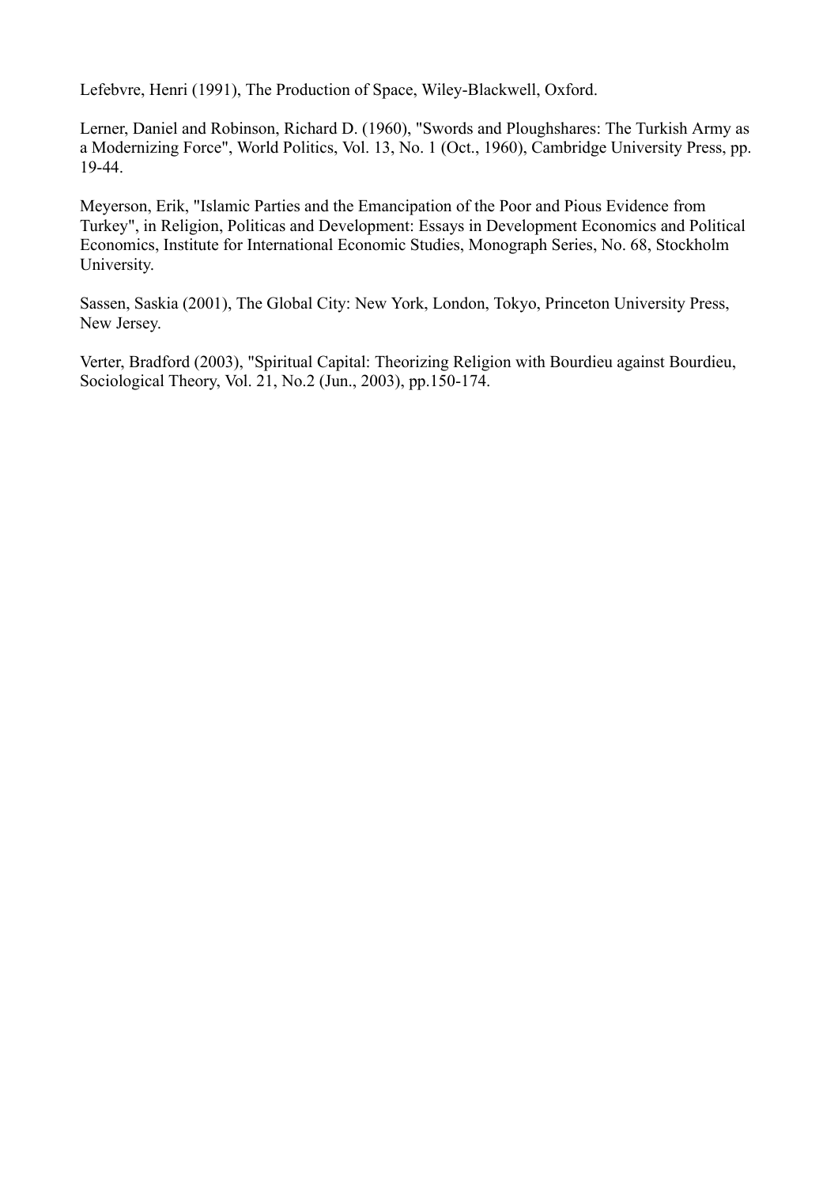Lefebvre, Henri (1991), The Production of Space, Wiley-Blackwell, Oxford.

Lerner, Daniel and Robinson, Richard D. (1960), "Swords and Ploughshares: The Turkish Army as a Modernizing Force", World Politics, Vol. 13, No. 1 (Oct., 1960), Cambridge University Press, pp. 19-44.

Meyerson, Erik, "Islamic Parties and the Emancipation of the Poor and Pious Evidence from Turkey", in Religion, Politicas and Development: Essays in Development Economics and Political Economics, Institute for International Economic Studies, Monograph Series, No. 68, Stockholm University.

Sassen, Saskia (2001), The Global City: New York, London, Tokyo, Princeton University Press, New Jersey.

Verter, Bradford (2003), "Spiritual Capital: Theorizing Religion with Bourdieu against Bourdieu, Sociological Theory, Vol. 21, No.2 (Jun., 2003), pp.150-174.